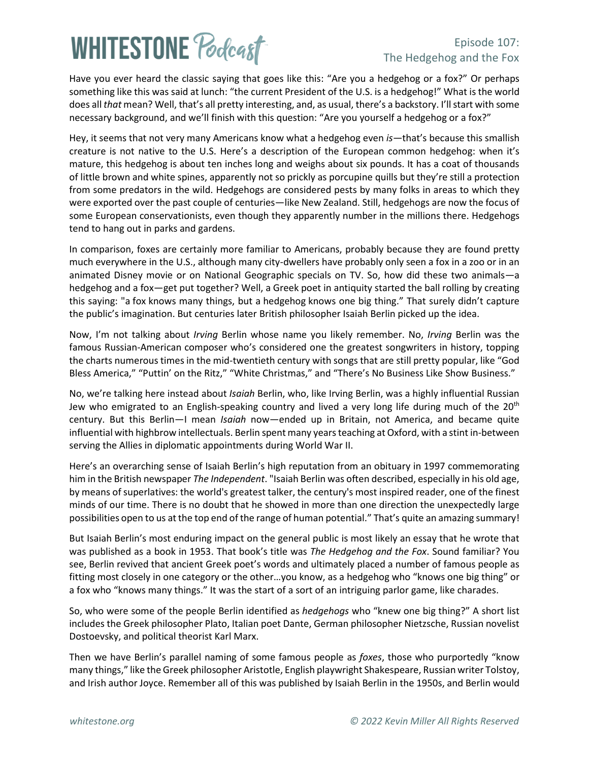# WHITESTONE Podcast

Episode 107:
The Hedgehog and the Fox

Have you ever heard the classic saying that goes like this: "Are you a hedgehog or a fox?" Or perhaps something like this was said at lunch: "the current President of the U.S. is a hedgehog!" What is the world does all *that* mean? Well, that's all pretty interesting, and, as usual, there's a backstory. I'll start with some necessary background, and we'll finish with this question: "Are you yourself a hedgehog or a fox?"

Hey, it seems that not very many Americans know what a hedgehog even *is*—that's because this smallish creature is not native to the U.S. Here's a description of the European common hedgehog: when it's mature, this hedgehog is about ten inches long and weighs about six pounds. It has a coat of thousands of little brown and white spines, apparently not so prickly as porcupine quills but they're still a protection from some predators in the wild. Hedgehogs are considered pests by many folks in areas to which they were exported over the past couple of centuries—like New Zealand. Still, hedgehogs are now the focus of some European conservationists, even though they apparently number in the millions there. Hedgehogs tend to hang out in parks and gardens.

In comparison, foxes are certainly more familiar to Americans, probably because they are found pretty much everywhere in the U.S., although many city-dwellers have probably only seen a fox in a zoo or in an animated Disney movie or on National Geographic specials on TV. So, how did these two animals—a hedgehog and a fox—get put together? Well, a Greek poet in antiquity started the ball rolling by creating this saying: "a fox knows many things, but a hedgehog knows one big thing." That surely didn't capture the public's imagination. But centuries later British philosopher Isaiah Berlin picked up the idea.

Now, I'm not talking about *Irving* Berlin whose name you likely remember. No, *Irving* Berlin was the famous Russian-American composer who's considered one the greatest songwriters in history, topping the charts numerous times in the mid-twentieth century with songs that are still pretty popular, like "God Bless America," "Puttin' on the Ritz," "White Christmas," and "There's No Business Like Show Business."

No, we're talking here instead about *Isaiah* Berlin, who, like Irving Berlin, was a highly influential Russian Jew who emigrated to an English-speaking country and lived a very long life during much of the 20th century. But this Berlin—I mean *Isaiah* now—ended up in Britain, not America, and became quite influential with highbrow intellectuals. Berlin spent many years teaching at Oxford, with a stint in-between serving the Allies in diplomatic appointments during World War II.

Here's an overarching sense of Isaiah Berlin's high reputation from an obituary in 1997 commemorating him in the British newspaper *The Independent*. "Isaiah Berlin was often described, especially in his old age, by means of superlatives: the world's greatest talker, the century's most inspired reader, one of the finest minds of our time. There is no doubt that he showed in more than one direction the unexpectedly large possibilities open to us at the top end of the range of human potential." That's quite an amazing summary!

But Isaiah Berlin's most enduring impact on the general public is most likely an essay that he wrote that was published as a book in 1953. That book's title was *The Hedgehog and the Fox*. Sound familiar? You see, Berlin revived that ancient Greek poet's words and ultimately placed a number of famous people as fitting most closely in one category or the other…you know, as a hedgehog who "knows one big thing" or a fox who "knows many things." It was the start of a sort of an intriguing parlor game, like charades.

So, who were some of the people Berlin identified as *hedgehogs* who "knew one big thing?" A short list includes the Greek philosopher Plato, Italian poet Dante, German philosopher Nietzsche, Russian novelist Dostoevsky, and political theorist Karl Marx.

Then we have Berlin's parallel naming of some famous people as *foxes*, those who purportedly "know many things," like the Greek philosopher Aristotle, English playwright Shakespeare, Russian writer Tolstoy, and Irish author Joyce. Remember all of this was published by Isaiah Berlin in the 1950s, and Berlin would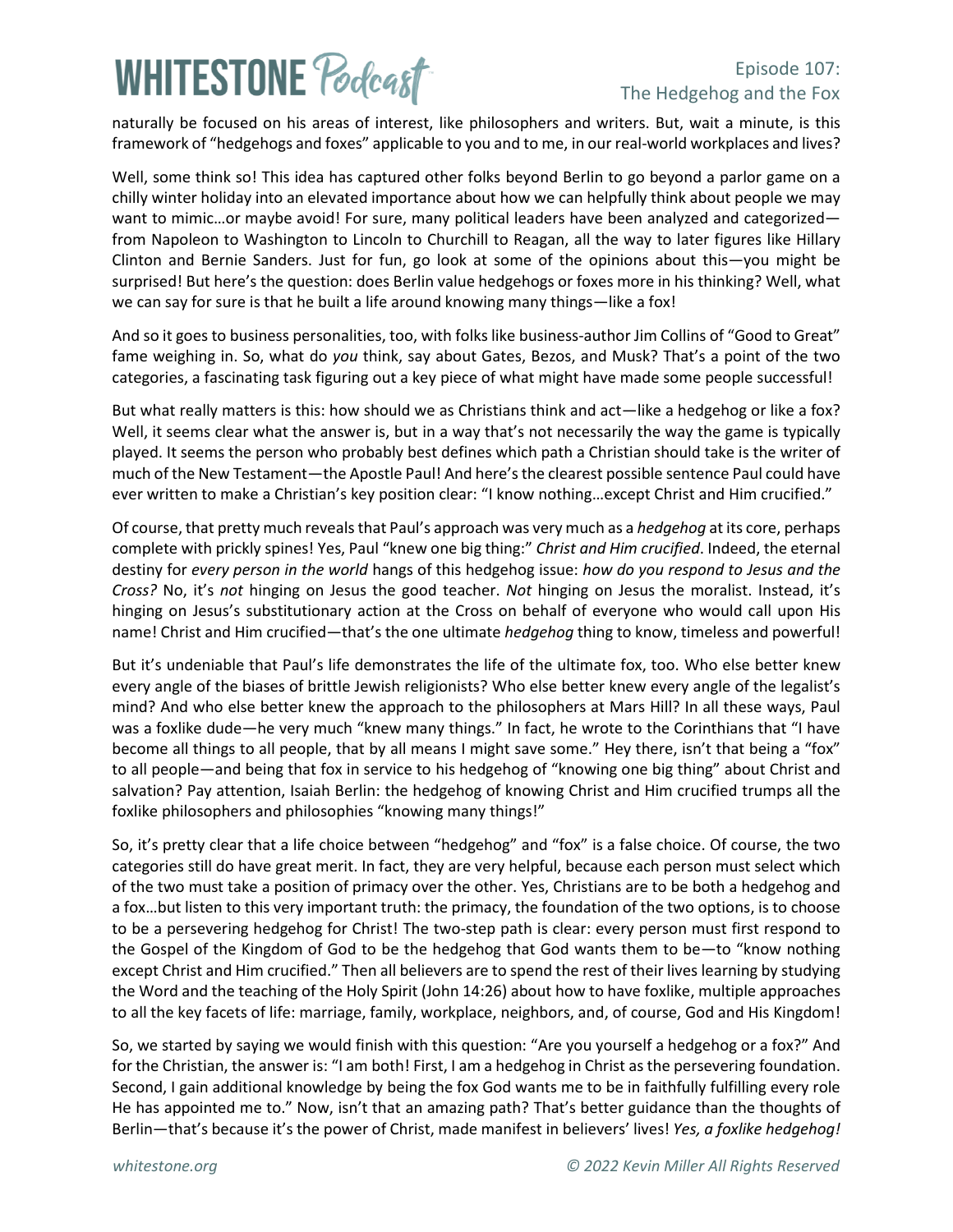naturally be focused on his areas of interest, like philosophers and writers. But, wait a minute, is this framework of "hedgehogs and foxes" applicable to you and to me, in our real-world workplaces and lives?

Well, some think so! This idea has captured other folks beyond Berlin to go beyond a parlor game on a chilly winter holiday into an elevated importance about how we can helpfully think about people we may want to mimic…or maybe avoid! For sure, many political leaders have been analyzed and categorized—from Napoleon to Washington to Lincoln to Churchill to Reagan, all the way to later figures like Hillary Clinton and Bernie Sanders. Just for fun, go look at some of the opinions about this—you might be surprised! But here's the question: does Berlin value hedgehogs or foxes more in his thinking? Well, what we can say for sure is that he built a life around knowing many things—like a fox!

And so it goes to business personalities, too, with folks like business-author Jim Collins of "Good to Great" fame weighing in. So, what do *you* think, say about Gates, Bezos, and Musk? That's a point of the two categories, a fascinating task figuring out a key piece of what might have made some people successful!

But what really matters is this: how should we as Christians think and act—like a hedgehog or like a fox? Well, it seems clear what the answer is, but in a way that's not necessarily the way the game is typically played. It seems the person who probably best defines which path a Christian should take is the writer of much of the New Testament—the Apostle Paul! And here's the clearest possible sentence Paul could have ever written to make a Christian's key position clear: "I know nothing…except Christ and Him crucified."

Of course, that pretty much reveals that Paul's approach was very much as a *hedgehog* at its core, perhaps complete with prickly spines! Yes, Paul "knew one big thing:" *Christ and Him crucified*. Indeed, the eternal destiny for *every person in the world* hangs of this hedgehog issue: *how do you respond to Jesus and the Cross?* No, it's *not* hinging on Jesus the good teacher. *Not* hinging on Jesus the moralist. Instead, it's hinging on Jesus's substitutionary action at the Cross on behalf of everyone who would call upon His name! Christ and Him crucified—that's the one ultimate *hedgehog* thing to know, timeless and powerful!

But it's undeniable that Paul's life demonstrates the life of the ultimate fox, too. Who else better knew every angle of the biases of brittle Jewish religionists? Who else better knew every angle of the legalist's mind? And who else better knew the approach to the philosophers at Mars Hill? In all these ways, Paul was a foxlike dude—he very much "knew many things." In fact, he wrote to the Corinthians that "I have become all things to all people, that by all means I might save some." Hey there, isn't that being a "fox" to all people—and being that fox in service to his hedgehog of "knowing one big thing" about Christ and salvation? Pay attention, Isaiah Berlin: the hedgehog of knowing Christ and Him crucified trumps all the foxlike philosophers and philosophies "knowing many things!"

So, it's pretty clear that a life choice between "hedgehog" and "fox" is a false choice. Of course, the two categories still do have great merit. In fact, they are very helpful, because each person must select which of the two must take a position of primacy over the other. Yes, Christians are to be both a hedgehog and a fox…but listen to this very important truth: the primacy, the foundation of the two options, is to choose to be a persevering hedgehog for Christ! The two-step path is clear: every person must first respond to the Gospel of the Kingdom of God to be the hedgehog that God wants them to be—to "know nothing except Christ and Him crucified." Then all believers are to spend the rest of their lives learning by studying the Word and the teaching of the Holy Spirit (John 14:26) about how to have foxlike, multiple approaches to all the key facets of life: marriage, family, workplace, neighbors, and, of course, God and His Kingdom!

So, we started by saying we would finish with this question: "Are you yourself a hedgehog or a fox?" And for the Christian, the answer is: "I am both! First, I am a hedgehog in Christ as the persevering foundation. Second, I gain additional knowledge by being the fox God wants me to be in faithfully fulfilling every role He has appointed me to." Now, isn't that an amazing path? That's better guidance than the thoughts of Berlin—that's because it's the power of Christ, made manifest in believers' lives! *Yes, a foxlike hedgehog!*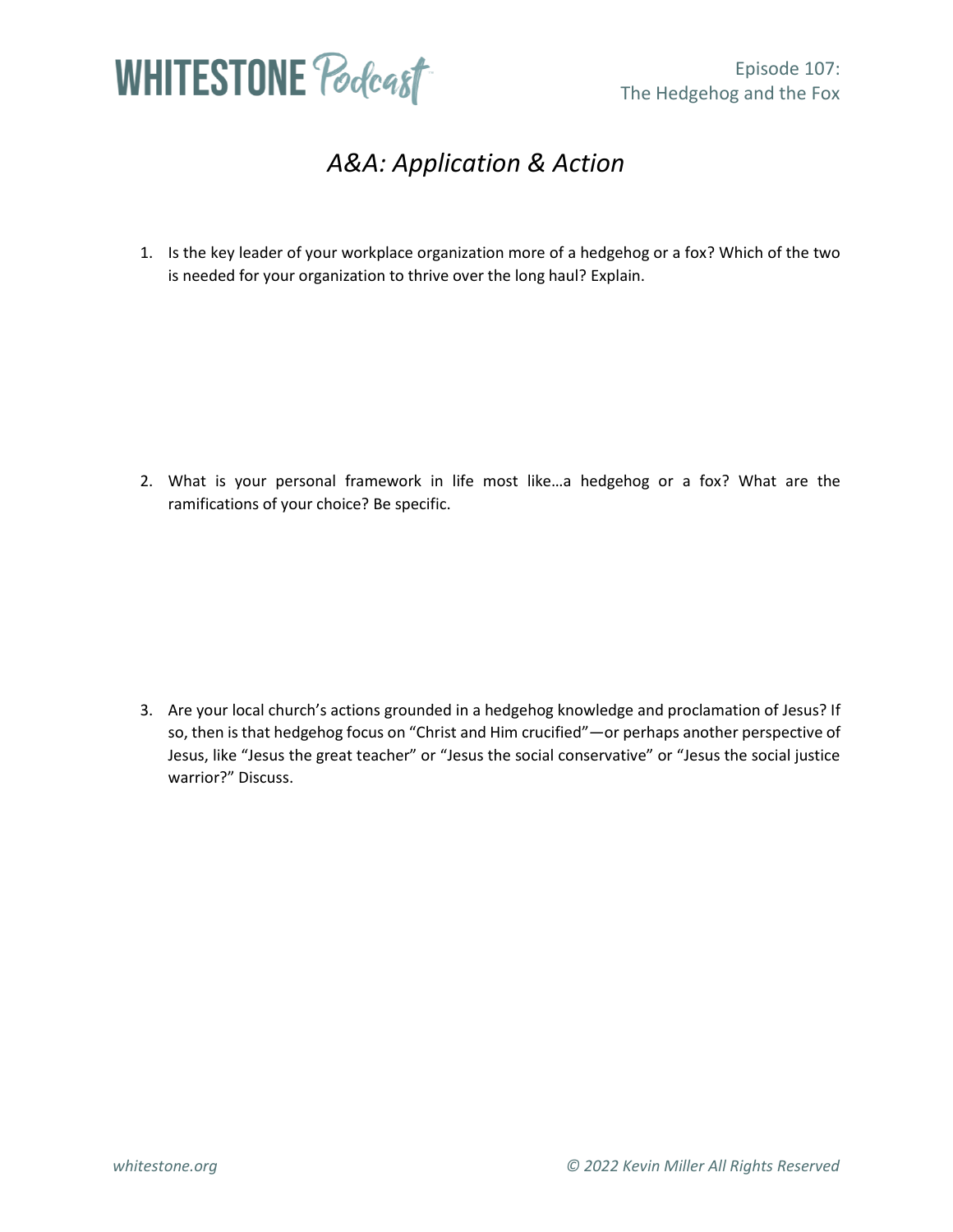# A&A: Application & Action

1. Is the key leader of your workplace organization more of a hedgehog or a fox? Which of the two is needed for your organization to thrive over the long haul? Explain.

2. What is your personal framework in life most like…a hedgehog or a fox? What are the ramifications of your choice? Be specific.

3. Are your local church's actions grounded in a hedgehog knowledge and proclamation of Jesus? If so, then is that hedgehog focus on "Christ and Him crucified"—or perhaps another perspective of Jesus, like "Jesus the great teacher" or "Jesus the social conservative" or "Jesus the social justice warrior?" Discuss.